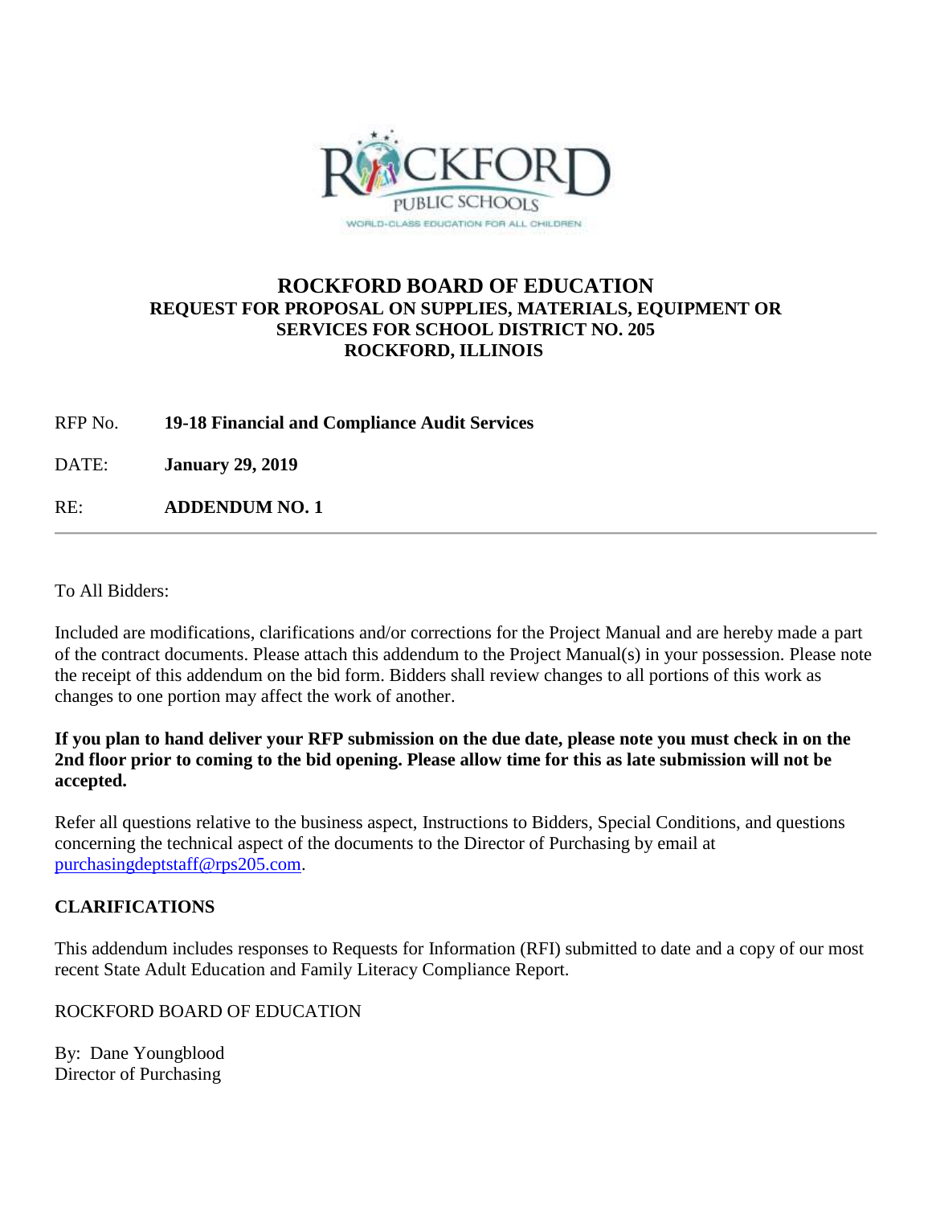# ROCKFORD BOARD OF EDUCATION

## REQUEST FOR PROPOSAL ON SUPPLIES, MATERIALS, EQUIPMENT OR SERVICES FOR SCHOOL DISTRICT NO. 205 ROCKFORD, ILLINOIS

RFP No. **19-18 Financial and Compliance Audit Services**

DATE: **January 29, 2019**

RE: **ADDENDUM NO. 1**

---

To All Bidders:

Included are modifications, clarifications and/or corrections for the Project Manual and are hereby made a part of the contract documents. Please attach this addendum to the Project Manual(s) in your possession. Please note the receipt of this addendum on the bid form. Bidders shall review changes to all portions of this work as changes to one portion may affect the work of another.

**If you plan to hand deliver your RFP submission on the due date, please note you must check in on the 2nd floor prior to coming to the bid opening. Please allow time for this as late submission will not be accepted.**

Refer all questions relative to the business aspect, Instructions to Bidders, Special Conditions, and questions concerning the technical aspect of the documents to the Director of Purchasing by email at purchasingdeptstaff@rps205.com.

**CLARIFICATIONS**

This addendum includes responses to Requests for Information (RFI) submitted to date and a copy of our most recent State Adult Education and Family Literacy Compliance Report.

ROCKFORD BOARD OF EDUCATION

By: Dane Youngblood
Director of Purchasing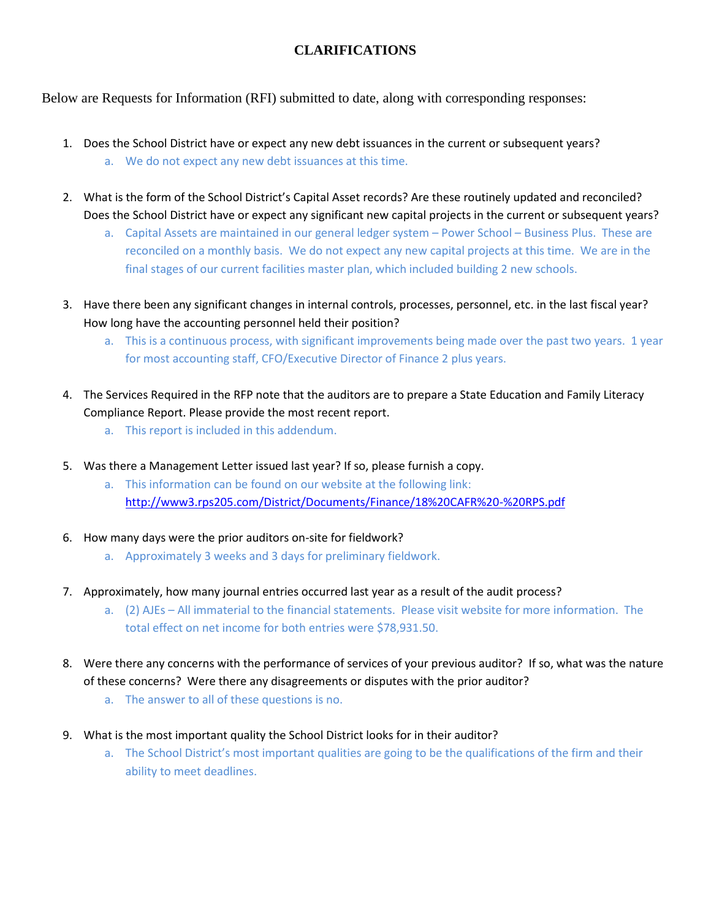# CLARIFICATIONS

Below are Requests for Information (RFI) submitted to date, along with corresponding responses:

1. Does the School District have or expect any new debt issuances in the current or subsequent years?
   a. We do not expect any new debt issuances at this time.

2. What is the form of the School District's Capital Asset records? Are these routinely updated and reconciled? Does the School District have or expect any significant new capital projects in the current or subsequent years?
   a. Capital Assets are maintained in our general ledger system – Power School – Business Plus. These are reconciled on a monthly basis. We do not expect any new capital projects at this time. We are in the final stages of our current facilities master plan, which included building 2 new schools.

3. Have there been any significant changes in internal controls, processes, personnel, etc. in the last fiscal year? How long have the accounting personnel held their position?
   a. This is a continuous process, with significant improvements being made over the past two years. 1 year for most accounting staff, CFO/Executive Director of Finance 2 plus years.

4. The Services Required in the RFP note that the auditors are to prepare a State Education and Family Literacy Compliance Report. Please provide the most recent report.
   a. This report is included in this addendum.

5. Was there a Management Letter issued last year? If so, please furnish a copy.
   a. This information can be found on our website at the following link: [http://www3.rps205.com/District/Documents/Finance/18%20CAFR%20-%20RPS.pdf](http://www3.rps205.com/District/Documents/Finance/18%20CAFR%20-%20RPS.pdf)

6. How many days were the prior auditors on-site for fieldwork?
   a. Approximately 3 weeks and 3 days for preliminary fieldwork.

7. Approximately, how many journal entries occurred last year as a result of the audit process?
   a. (2) AJEs – All immaterial to the financial statements. Please visit website for more information. The total effect on net income for both entries were $78,931.50.

8. Were there any concerns with the performance of services of your previous auditor? If so, what was the nature of these concerns? Were there any disagreements or disputes with the prior auditor?
   a. The answer to all of these questions is no.

9. What is the most important quality the School District looks for in their auditor?
   a. The School District's most important qualities are going to be the qualifications of the firm and their ability to meet deadlines.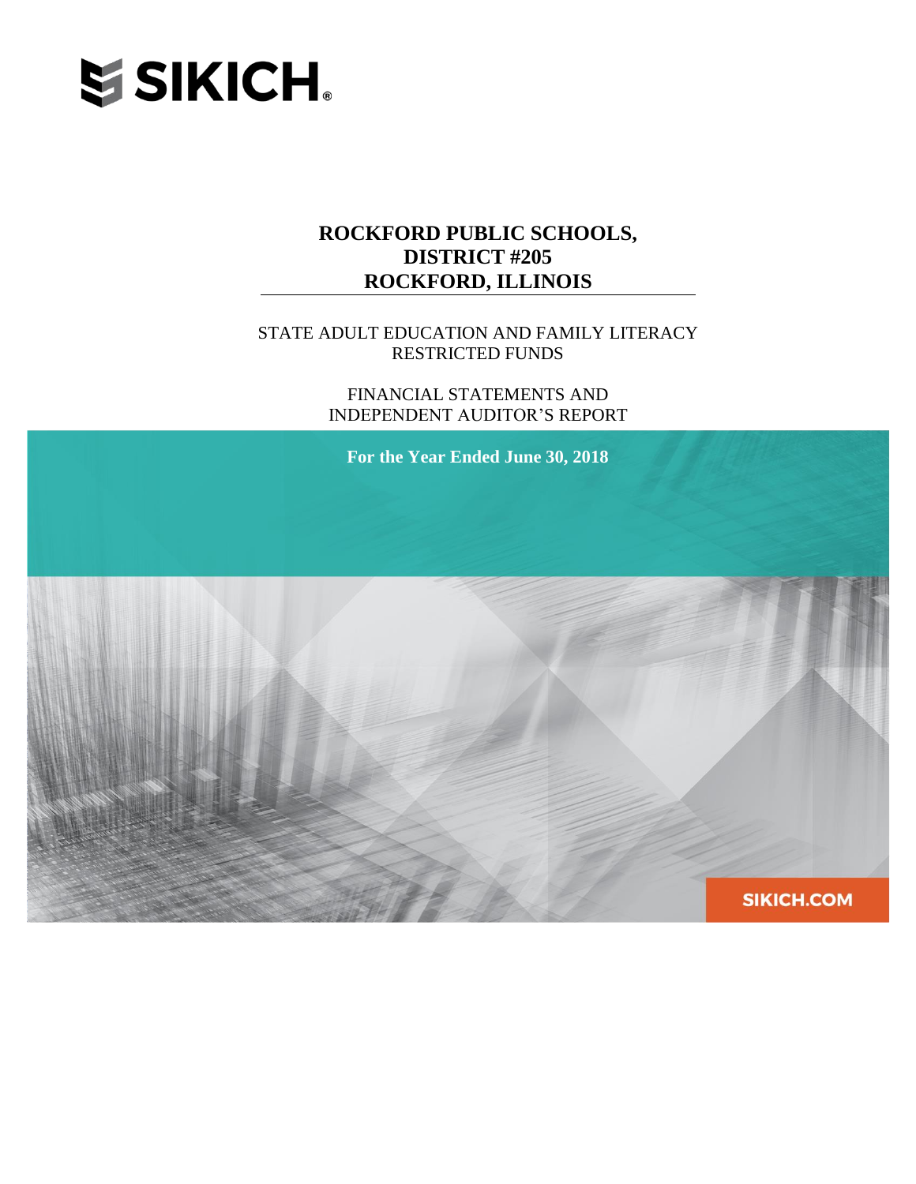SIKICH.

# ROCKFORD PUBLIC SCHOOLS, DISTRICT #205 ROCKFORD, ILLINOIS

STATE ADULT EDUCATION AND FAMILY LITERACY RESTRICTED FUNDS

FINANCIAL STATEMENTS AND INDEPENDENT AUDITOR'S REPORT

**For the Year Ended June 30, 2018**

SIKICH.COM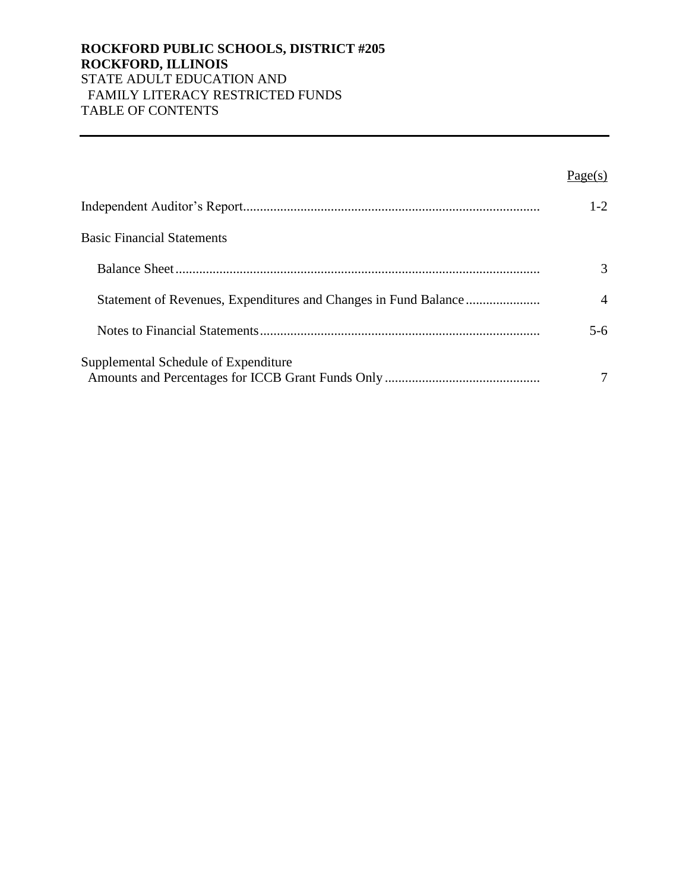**ROCKFORD PUBLIC SCHOOLS, DISTRICT #205**
**ROCKFORD, ILLINOIS**
STATE ADULT EDUCATION AND
FAMILY LITERACY RESTRICTED FUNDS
TABLE OF CONTENTS

---

| | Page(s) |
|---|---|
| Independent Auditor's Report | 1-2 |
| Basic Financial Statements | |
| Balance Sheet | 3 |
| Statement of Revenues, Expenditures and Changes in Fund Balance | 4 |
| Notes to Financial Statements | 5-6 |
| Supplemental Schedule of Expenditure Amounts and Percentages for ICCB Grant Funds Only | 7 |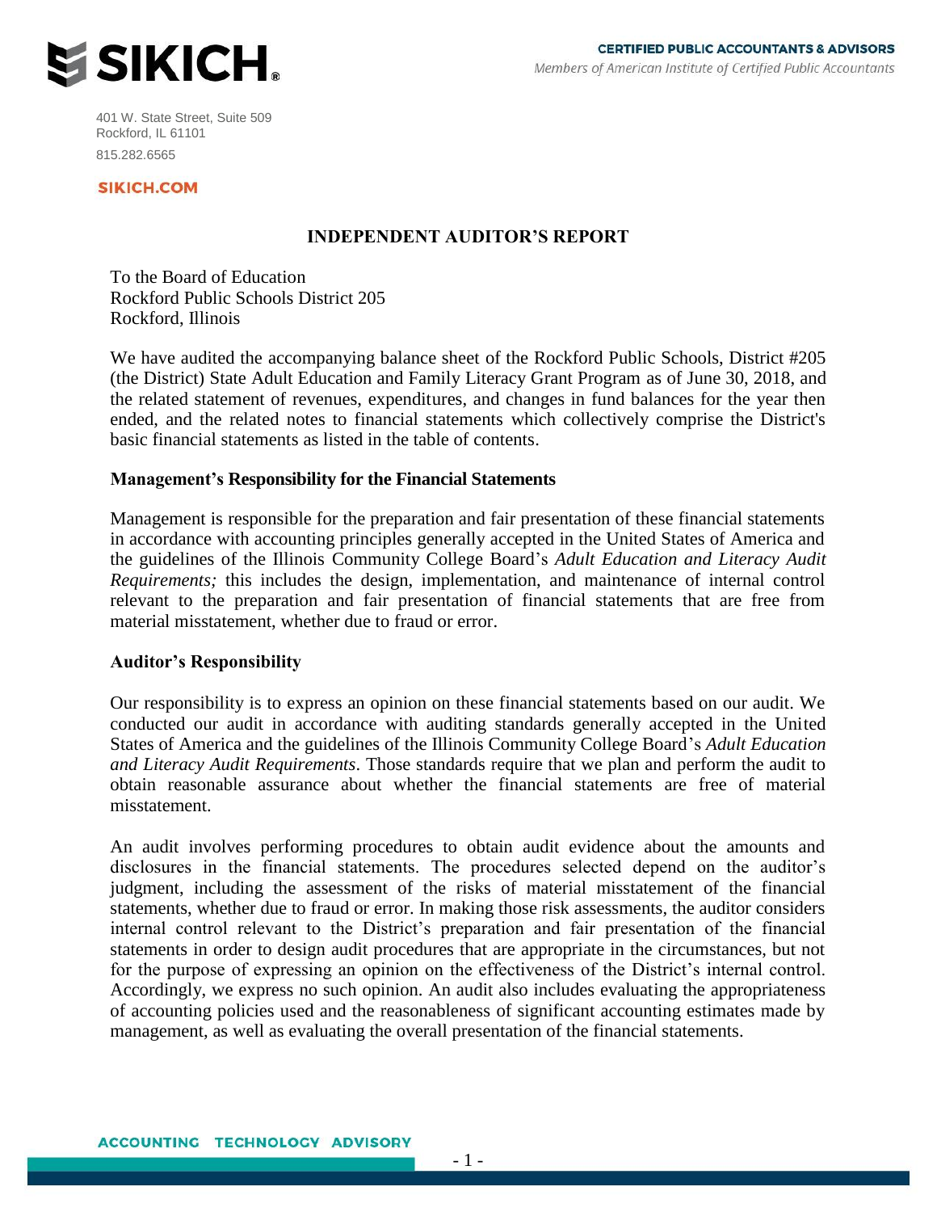SIKICH.

CERTIFIED PUBLIC ACCOUNTANTS & ADVISORS
*Members of American Institute of Certified Public Accountants*

401 W. State Street, Suite 509
Rockford, IL 61101
815.282.6565

SIKICH.COM

## INDEPENDENT AUDITOR'S REPORT

To the Board of Education
Rockford Public Schools District 205
Rockford, Illinois

We have audited the accompanying balance sheet of the Rockford Public Schools, District #205 (the District) State Adult Education and Family Literacy Grant Program as of June 30, 2018, and the related statement of revenues, expenditures, and changes in fund balances for the year then ended, and the related notes to financial statements which collectively comprise the District's basic financial statements as listed in the table of contents.

### Management's Responsibility for the Financial Statements

Management is responsible for the preparation and fair presentation of these financial statements in accordance with accounting principles generally accepted in the United States of America and the guidelines of the Illinois Community College Board's *Adult Education and Literacy Audit Requirements;* this includes the design, implementation, and maintenance of internal control relevant to the preparation and fair presentation of financial statements that are free from material misstatement, whether due to fraud or error.

### Auditor's Responsibility

Our responsibility is to express an opinion on these financial statements based on our audit. We conducted our audit in accordance with auditing standards generally accepted in the United States of America and the guidelines of the Illinois Community College Board's *Adult Education and Literacy Audit Requirements*. Those standards require that we plan and perform the audit to obtain reasonable assurance about whether the financial statements are free of material misstatement.

An audit involves performing procedures to obtain audit evidence about the amounts and disclosures in the financial statements. The procedures selected depend on the auditor's judgment, including the assessment of the risks of material misstatement of the financial statements, whether due to fraud or error. In making those risk assessments, the auditor considers internal control relevant to the District's preparation and fair presentation of the financial statements in order to design audit procedures that are appropriate in the circumstances, but not for the purpose of expressing an opinion on the effectiveness of the District's internal control. Accordingly, we express no such opinion. An audit also includes evaluating the appropriateness of accounting policies used and the reasonableness of significant accounting estimates made by management, as well as evaluating the overall presentation of the financial statements.

ACCOUNTING TECHNOLOGY ADVISORY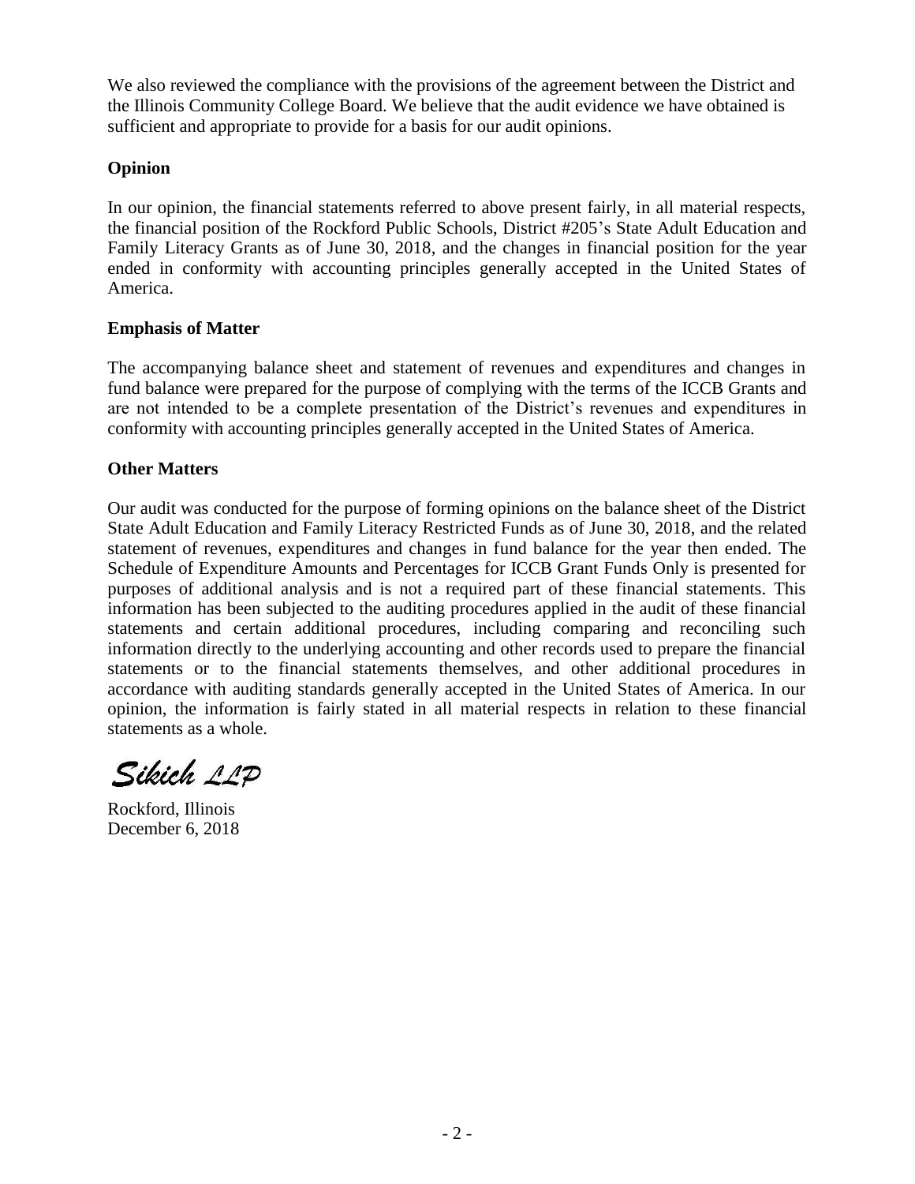We also reviewed the compliance with the provisions of the agreement between the District and the Illinois Community College Board. We believe that the audit evidence we have obtained is sufficient and appropriate to provide for a basis for our audit opinions.

**Opinion**

In our opinion, the financial statements referred to above present fairly, in all material respects, the financial position of the Rockford Public Schools, District #205's State Adult Education and Family Literacy Grants as of June 30, 2018, and the changes in financial position for the year ended in conformity with accounting principles generally accepted in the United States of America.

**Emphasis of Matter**

The accompanying balance sheet and statement of revenues and expenditures and changes in fund balance were prepared for the purpose of complying with the terms of the ICCB Grants and are not intended to be a complete presentation of the District's revenues and expenditures in conformity with accounting principles generally accepted in the United States of America.

**Other Matters**

Our audit was conducted for the purpose of forming opinions on the balance sheet of the District State Adult Education and Family Literacy Restricted Funds as of June 30, 2018, and the related statement of revenues, expenditures and changes in fund balance for the year then ended. The Schedule of Expenditure Amounts and Percentages for ICCB Grant Funds Only is presented for purposes of additional analysis and is not a required part of these financial statements. This information has been subjected to the auditing procedures applied in the audit of these financial statements and certain additional procedures, including comparing and reconciling such information directly to the underlying accounting and other records used to prepare the financial statements or to the financial statements themselves, and other additional procedures in accordance with auditing standards generally accepted in the United States of America. In our opinion, the information is fairly stated in all material respects in relation to these financial statements as a whole.

*Sikich LLP*

Rockford, Illinois
December 6, 2018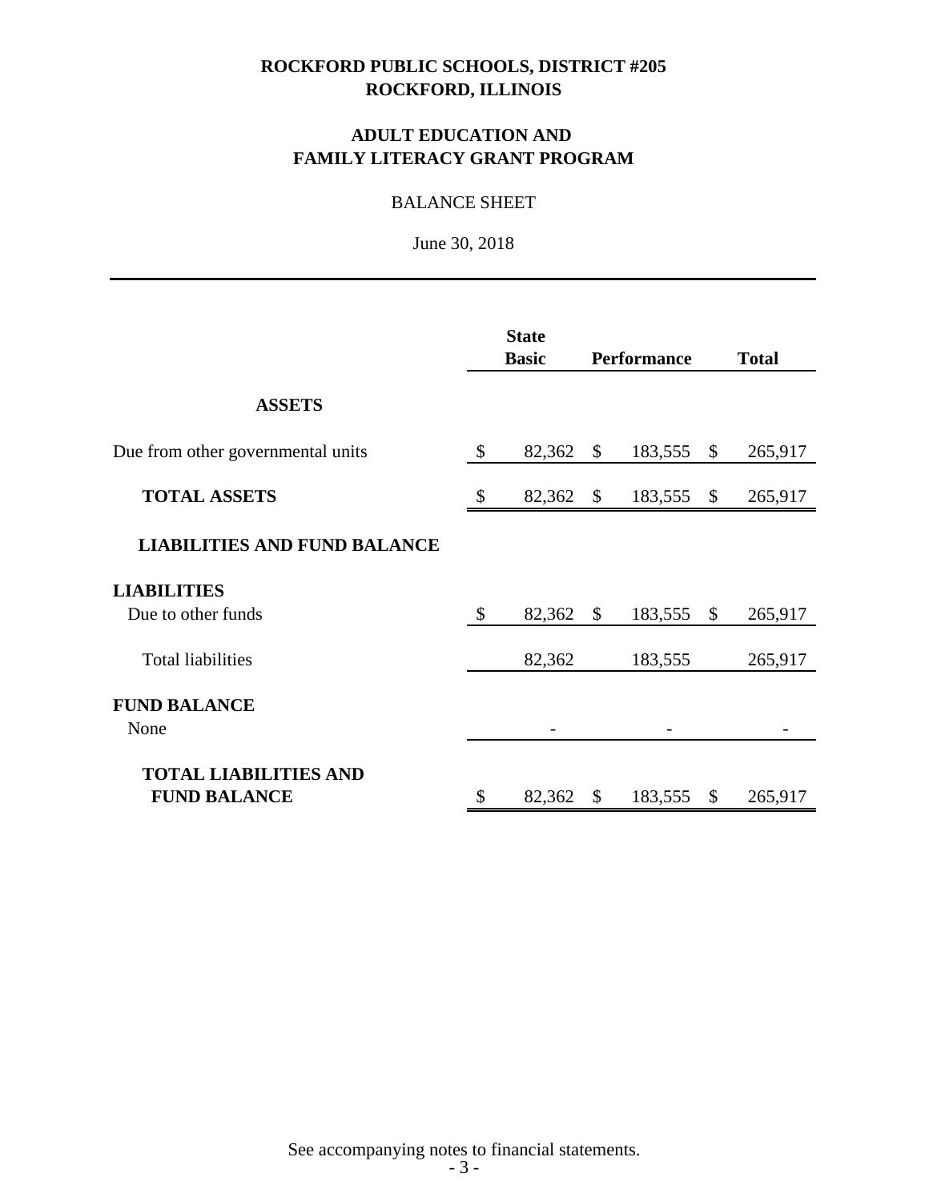# ROCKFORD PUBLIC SCHOOLS, DISTRICT #205
# ROCKFORD, ILLINOIS

## ADULT EDUCATION AND FAMILY LITERACY GRANT PROGRAM

BALANCE SHEET

June 30, 2018

| | State Basic | Performance | Total |
|---|---|---|---|
| **ASSETS** | | | |
| Due from other governmental units | $ 82,362 | $ 183,555 | $ 265,917 |
| **TOTAL ASSETS** | $ 82,362 | $ 183,555 | $ 265,917 |
| **LIABILITIES AND FUND BALANCE** | | | |
| **LIABILITIES** | | | |
| Due to other funds | $ 82,362 | $ 183,555 | $ 265,917 |
| Total liabilities | 82,362 | 183,555 | 265,917 |
| **FUND BALANCE** | | | |
| None | - | - | - |
| **TOTAL LIABILITIES AND FUND BALANCE** | $ 82,362 | $ 183,555 | $ 265,917 |

See accompanying notes to financial statements.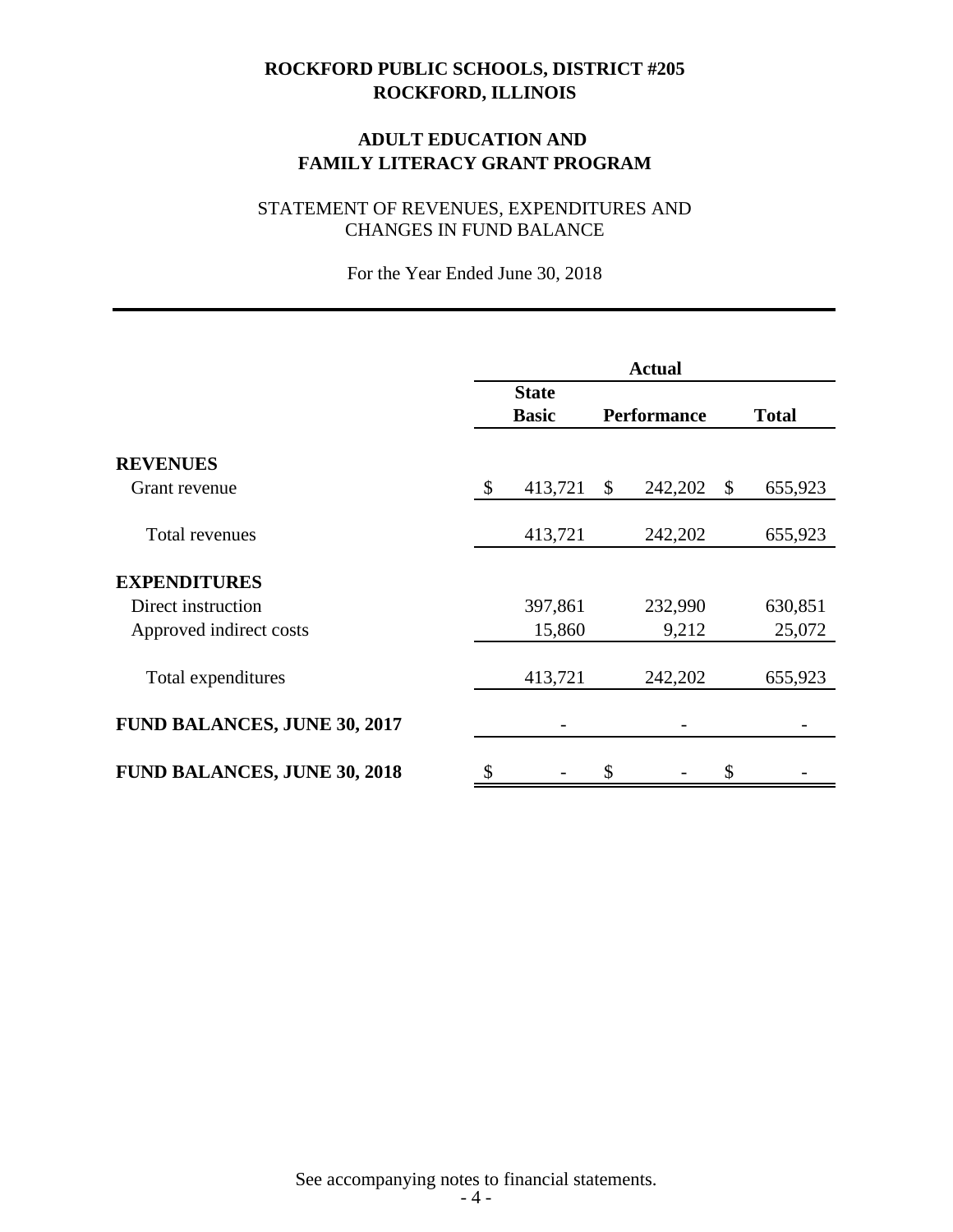# ROCKFORD PUBLIC SCHOOLS, DISTRICT #205
# ROCKFORD, ILLINOIS

## ADULT EDUCATION AND FAMILY LITERACY GRANT PROGRAM

### STATEMENT OF REVENUES, EXPENDITURES AND CHANGES IN FUND BALANCE

For the Year Ended June 30, 2018

| | Actual | | |
|---|---|---|---|
| | **State Basic** | **Performance** | **Total** |
| **REVENUES** | | | |
| Grant revenue | $ 413,721 | $ 242,202 | $ 655,923 |
| Total revenues | 413,721 | 242,202 | 655,923 |
| **EXPENDITURES** | | | |
| Direct instruction | 397,861 | 232,990 | 630,851 |
| Approved indirect costs | 15,860 | 9,212 | 25,072 |
| Total expenditures | 413,721 | 242,202 | 655,923 |
| **FUND BALANCES, JUNE 30, 2017** | - | - | - |
| **FUND BALANCES, JUNE 30, 2018** | $ - | $ - | $ - |

See accompanying notes to financial statements.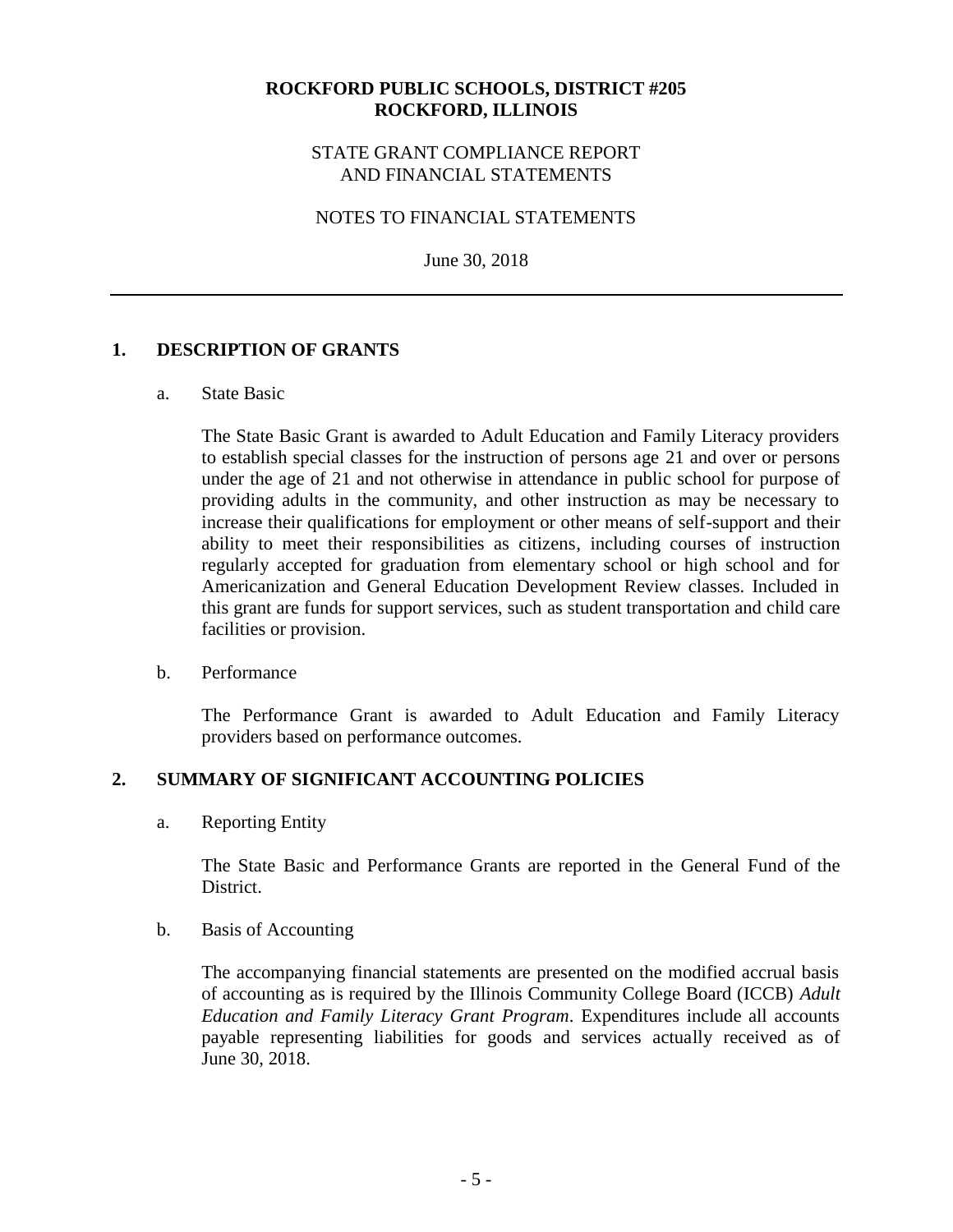**ROCKFORD PUBLIC SCHOOLS, DISTRICT #205**
**ROCKFORD, ILLINOIS**

STATE GRANT COMPLIANCE REPORT
AND FINANCIAL STATEMENTS

NOTES TO FINANCIAL STATEMENTS

June 30, 2018

## 1. DESCRIPTION OF GRANTS

a. State Basic

The State Basic Grant is awarded to Adult Education and Family Literacy providers to establish special classes for the instruction of persons age 21 and over or persons under the age of 21 and not otherwise in attendance in public school for purpose of providing adults in the community, and other instruction as may be necessary to increase their qualifications for employment or other means of self-support and their ability to meet their responsibilities as citizens, including courses of instruction regularly accepted for graduation from elementary school or high school and for Americanization and General Education Development Review classes. Included in this grant are funds for support services, such as student transportation and child care facilities or provision.

b. Performance

The Performance Grant is awarded to Adult Education and Family Literacy providers based on performance outcomes.

## 2. SUMMARY OF SIGNIFICANT ACCOUNTING POLICIES

a. Reporting Entity

The State Basic and Performance Grants are reported in the General Fund of the District.

b. Basis of Accounting

The accompanying financial statements are presented on the modified accrual basis of accounting as is required by the Illinois Community College Board (ICCB) *Adult Education and Family Literacy Grant Program*. Expenditures include all accounts payable representing liabilities for goods and services actually received as of June 30, 2018.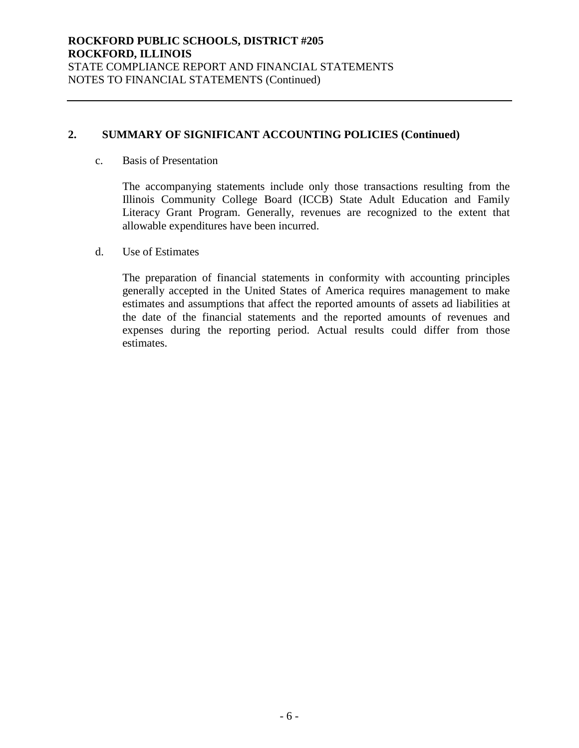## 2. SUMMARY OF SIGNIFICANT ACCOUNTING POLICIES (Continued)

c. Basis of Presentation

The accompanying statements include only those transactions resulting from the Illinois Community College Board (ICCB) State Adult Education and Family Literacy Grant Program. Generally, revenues are recognized to the extent that allowable expenditures have been incurred.

d. Use of Estimates

The preparation of financial statements in conformity with accounting principles generally accepted in the United States of America requires management to make estimates and assumptions that affect the reported amounts of assets ad liabilities at the date of the financial statements and the reported amounts of revenues and expenses during the reporting period. Actual results could differ from those estimates.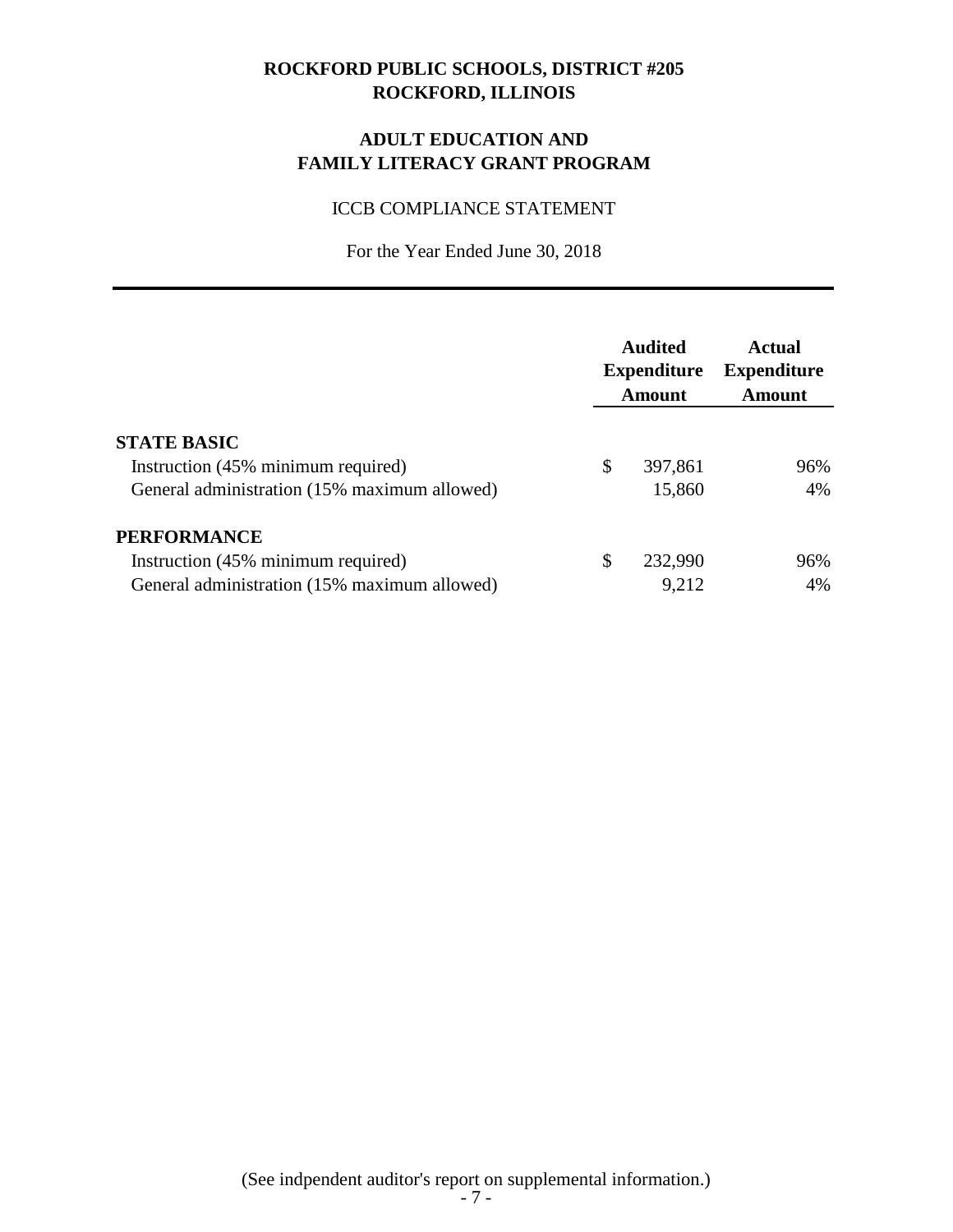# ROCKFORD PUBLIC SCHOOLS, DISTRICT #205
# ROCKFORD, ILLINOIS

## ADULT EDUCATION AND FAMILY LITERACY GRANT PROGRAM

ICCB COMPLIANCE STATEMENT

For the Year Ended June 30, 2018

| | Audited Expenditure Amount | Actual Expenditure Amount |
|---|---|---|
| **STATE BASIC** | | |
| Instruction (45% minimum required) | $ 397,861 | 96% |
| General administration (15% maximum allowed) | 15,860 | 4% |
| **PERFORMANCE** | | |
| Instruction (45% minimum required) | $ 232,990 | 96% |
| General administration (15% maximum allowed) | 9,212 | 4% |

(See indpendent auditor's report on supplemental information.)